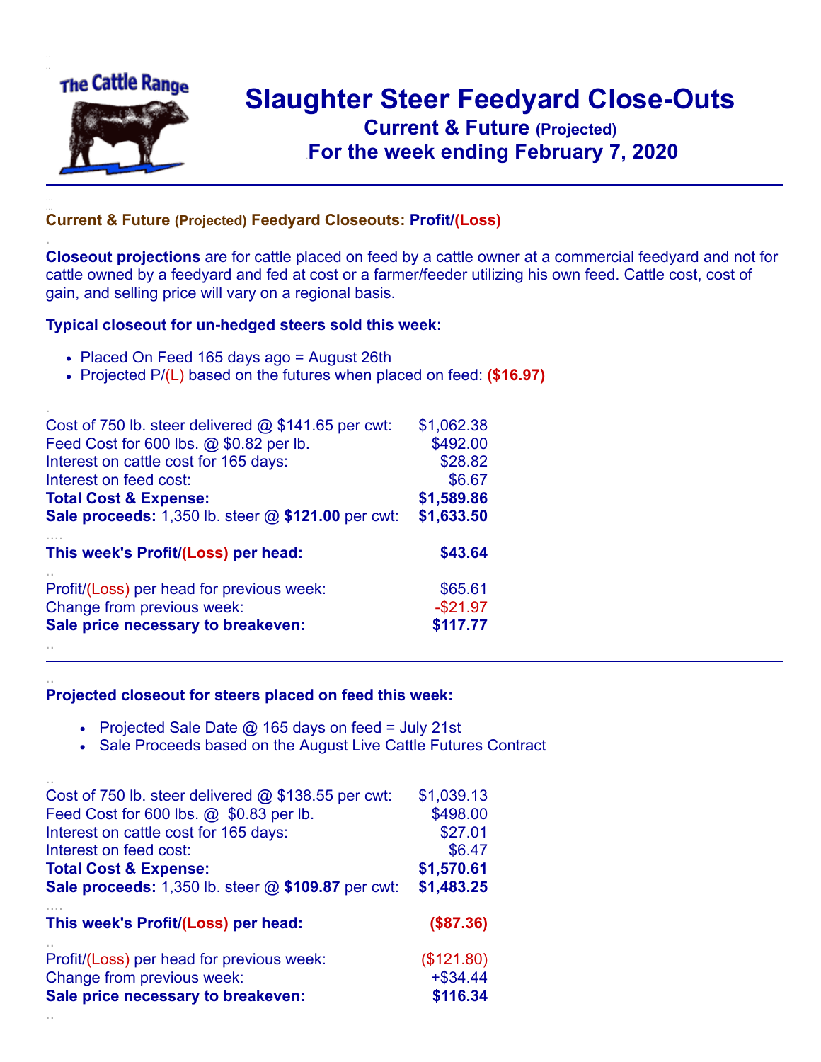# Slaughter Steer Feedyard Close-Outs

## Current & Future (Projected)

## For the week ending February 7, 2020

### Current & Future (Projected) Feedyard Closeouts: Profit/(Loss)

**Closeout projections** are for cattle placed on feed by a cattle owner at a commercial feedyard and not for cattle owned by a feedyard and fed at cost or a farmer/feeder utilizing his own feed. Cattle cost, cost of gain, and selling price will vary on a regional basis.

**Typical closeout for un-hedged steers sold this week:**

- Placed On Feed 165 days ago = August 26th
- Projected P/(L) based on the futures when placed on feed: **($16.97)**

| | |
|---|---|
| Cost of 750 lb. steer delivered @ $141.65 per cwt: | $1,062.38 |
| Feed Cost for 600 lbs. @ $0.82 per lb. | $492.00 |
| Interest on cattle cost for 165 days: | $28.82 |
| Interest on feed cost: | $6.67 |
| **Total Cost & Expense:** | **$1,589.86** |
| **Sale proceeds:** 1,350 lb. steer @ **$121.00** per cwt: | **$1,633.50** |
| **This week's Profit/(Loss) per head:** | **$43.64** |
| Profit/(Loss) per head for previous week: | $65.61 |
| Change from previous week: | -$21.97 |
| **Sale price necessary to breakeven:** | **$117.77** |

---

**Projected closeout for steers placed on feed this week:**

- Projected Sale Date @ 165 days on feed = July 21st
- Sale Proceeds based on the August Live Cattle Futures Contract

| | |
|---|---|
| Cost of 750 lb. steer delivered @ $138.55 per cwt: | $1,039.13 |
| Feed Cost for 600 lbs. @ $0.83 per lb. | $498.00 |
| Interest on cattle cost for 165 days: | $27.01 |
| Interest on feed cost: | $6.47 |
| **Total Cost & Expense:** | **$1,570.61** |
| **Sale proceeds:** 1,350 lb. steer @ **$109.87** per cwt: | **$1,483.25** |
| **This week's Profit/(Loss) per head:** | **($87.36)** |
| Profit/(Loss) per head for previous week: | ($121.80) |
| Change from previous week: | +$34.44 |
| **Sale price necessary to breakeven:** | **$116.34** |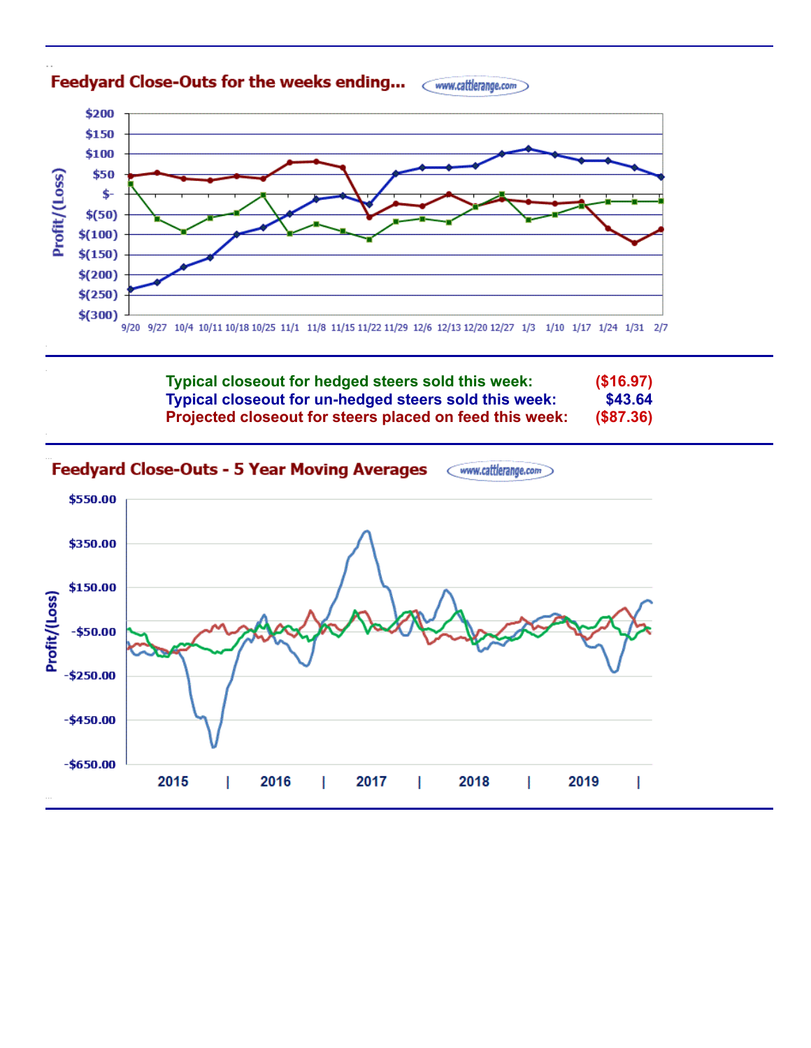## Feedyard Close-Outs for the weeks ending...

www.cattlerange.com

Profit/(Loss)

$200
$150
$100
$50
$-
$(50)
$(100)
$(150)
$(200)
$(250)
$(300)

9/20 9/27 10/4 10/11 10/18 10/25 11/1 11/8 11/15 11/22 11/29 12/6 12/13 12/20 12/27 1/3 1/10 1/17 1/24 1/31 2/7

| | |
|---|---|
| Typical closeout for hedged steers sold this week: | ($16.97) |
| Typical closeout for un-hedged steers sold this week: | $43.64 |
| Projected closeout for steers placed on feed this week: | ($87.36) |

## Feedyard Close-Outs - 5 Year Moving Averages

www.cattlerange.com

Profit/(Loss)

$550.00
$350.00
$150.00
-$50.00
-$250.00
-$450.00
-$650.00

2015 | 2016 | 2017 | 2018 | 2019 |